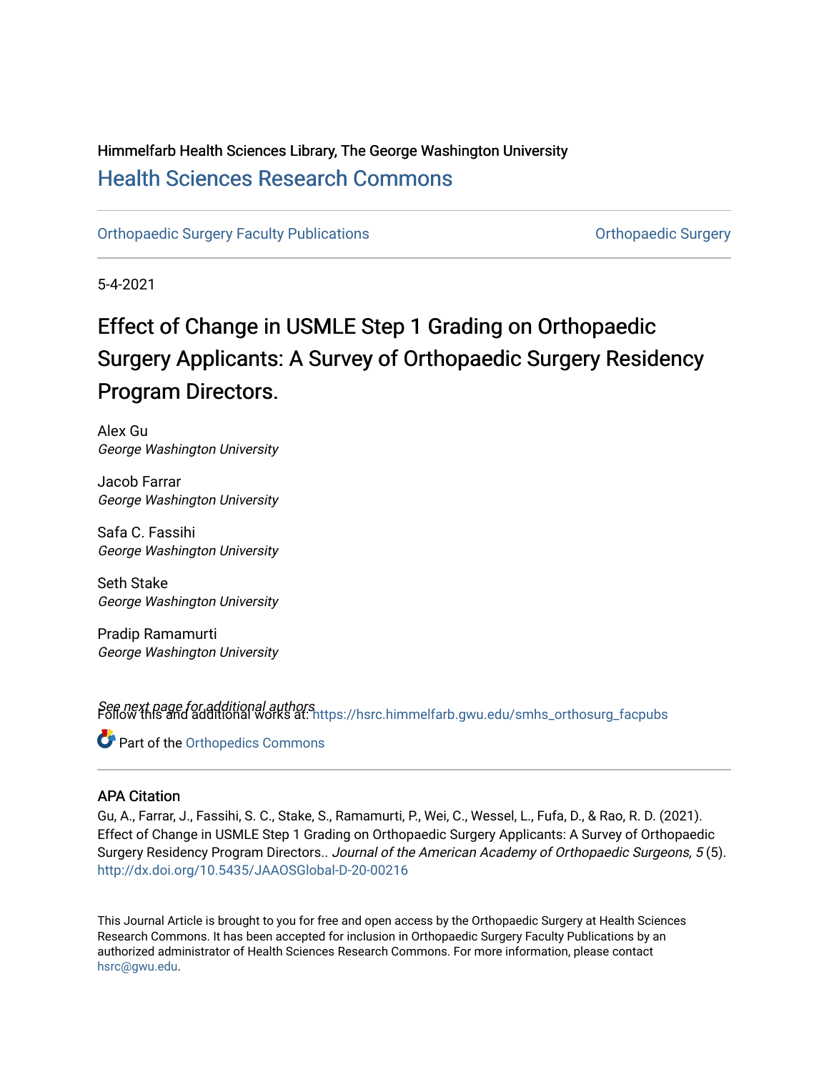Himmelfarb Health Sciences Library, The George Washington University

# Health Sciences Research Commons

Orthopaedic Surgery Faculty Publications | Orthopaedic Surgery

5-4-2021

# Effect of Change in USMLE Step 1 Grading on Orthopaedic Surgery Applicants: A Survey of Orthopaedic Surgery Residency Program Directors.

Alex Gu
*George Washington University*

Jacob Farrar
*George Washington University*

Safa C. Fassihi
*George Washington University*

Seth Stake
*George Washington University*

Pradip Ramamurti
*George Washington University*

*See next page for additional authors*

Follow this and additional works at: https://hsrc.himmelfarb.gwu.edu/smhs_orthosurg_facpubs

Part of the Orthopedics Commons

## APA Citation

Gu, A., Farrar, J., Fassihi, S. C., Stake, S., Ramamurti, P., Wei, C., Wessel, L., Fufa, D., & Rao, R. D. (2021). Effect of Change in USMLE Step 1 Grading on Orthopaedic Surgery Applicants: A Survey of Orthopaedic Surgery Residency Program Directors.. *Journal of the American Academy of Orthopaedic Surgeons, 5* (5). http://dx.doi.org/10.5435/JAAOSGlobal-D-20-00216

This Journal Article is brought to you for free and open access by the Orthopaedic Surgery at Health Sciences Research Commons. It has been accepted for inclusion in Orthopaedic Surgery Faculty Publications by an authorized administrator of Health Sciences Research Commons. For more information, please contact hsrc@gwu.edu.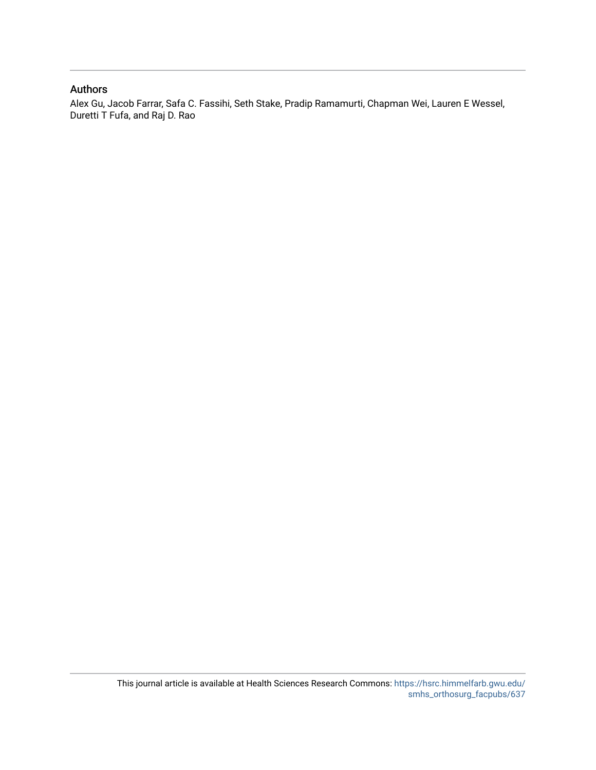## Authors

Alex Gu, Jacob Farrar, Safa C. Fassihi, Seth Stake, Pradip Ramamurti, Chapman Wei, Lauren E Wessel, Duretti T Fufa, and Raj D. Rao

This journal article is available at Health Sciences Research Commons: https://hsrc.himmelfarb.gwu.edu/smhs_orthosurg_facpubs/637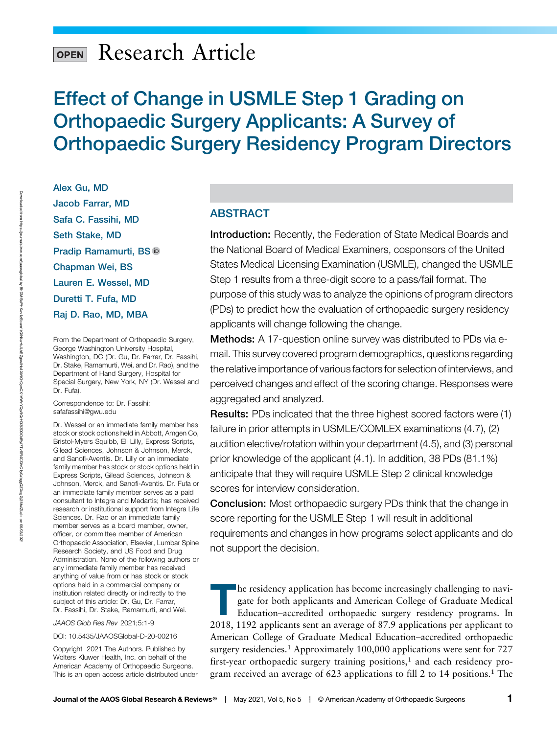OPEN Research Article

# Effect of Change in USMLE Step 1 Grading on Orthopaedic Surgery Applicants: A Survey of Orthopaedic Surgery Residency Program Directors

Alex Gu, MD
Jacob Farrar, MD
Safa C. Fassihi, MD
Seth Stake, MD
Pradip Ramamurti, BS
Chapman Wei, BS
Lauren E. Wessel, MD
Duretti T. Fufa, MD
Raj D. Rao, MD, MBA

From the Department of Orthopaedic Surgery, George Washington University Hospital, Washington, DC (Dr. Gu, Dr. Farrar, Dr. Fassihi, Dr. Stake, Ramamurti, Wei, and Dr. Rao), and the Department of Hand Surgery, Hospital for Special Surgery, New York, NY (Dr. Wessel and Dr. Fufa).

Correspondence to: Dr. Fassihi: safafassihi@gwu.edu

Dr. Wessel or an immediate family member has stock or stock options held in Abbott, Amgen Co, Bristol-Myers Squibb, Eli Lilly, Express Scripts, Gilead Sciences, Johnson & Johnson, Merck, and Sanofi-Aventis. Dr. Lilly or an immediate family member has stock or stock options held in Express Scripts, Gilead Sciences, Johnson & Johnson, Merck, and Sanofi-Aventis. Dr. Fufa or an immediate family member serves as a paid consultant to Integra and Medartis; has received research or institutional support from Integra Life Sciences. Dr. Rao or an immediate family member serves as a board member, owner, officer, or committee member of American Orthopaedic Association, Elsevier, Lumbar Spine Research Society, and US Food and Drug Administration. None of the following authors or any immediate family member has received anything of value from or has stock or stock options held in a commercial company or institution related directly or indirectly to the subject of this article: Dr. Gu, Dr. Farrar, Dr. Fassihi, Dr. Stake, Ramamurti, and Wei.

*JAAOS Glob Res Rev* 2021;5:1-9

DOI: 10.5435/JAAOSGlobal-D-20-00216

Copyright 2021 The Authors. Published by Wolters Kluwer Health, Inc. on behalf of the American Academy of Orthopaedic Surgeons. This is an open access article distributed under

## ABSTRACT

**Introduction:** Recently, the Federation of State Medical Boards and the National Board of Medical Examiners, cosponsors of the United States Medical Licensing Examination (USMLE), changed the USMLE Step 1 results from a three-digit score to a pass/fail format. The purpose of this study was to analyze the opinions of program directors (PDs) to predict how the evaluation of orthopaedic surgery residency applicants will change following the change.

**Methods:** A 17-question online survey was distributed to PDs via e-mail. This survey covered program demographics, questions regarding the relative importance of various factors for selection of interviews, and perceived changes and effect of the scoring change. Responses were aggregated and analyzed.

**Results:** PDs indicated that the three highest scored factors were (1) failure in prior attempts in USMLE/COMLEX examinations (4.7), (2) audition elective/rotation within your department (4.5), and (3) personal prior knowledge of the applicant (4.1). In addition, 38 PDs (81.1%) anticipate that they will require USMLE Step 2 clinical knowledge scores for interview consideration.

**Conclusion:** Most orthopaedic surgery PDs think that the change in score reporting for the USMLE Step 1 will result in additional requirements and changes in how programs select applicants and do not support the decision.

The residency application has become increasingly challenging to navigate for both applicants and American College of Graduate Medical Education–accredited orthopaedic surgery residency programs. In 2018, 1192 applicants sent an average of 87.9 applications per applicant to American College of Graduate Medical Education–accredited orthopaedic surgery residencies.[1] Approximately 100,000 applications were sent for 727 first-year orthopaedic surgery training positions,[1] and each residency program received an average of 623 applications to fill 2 to 14 positions.[1] The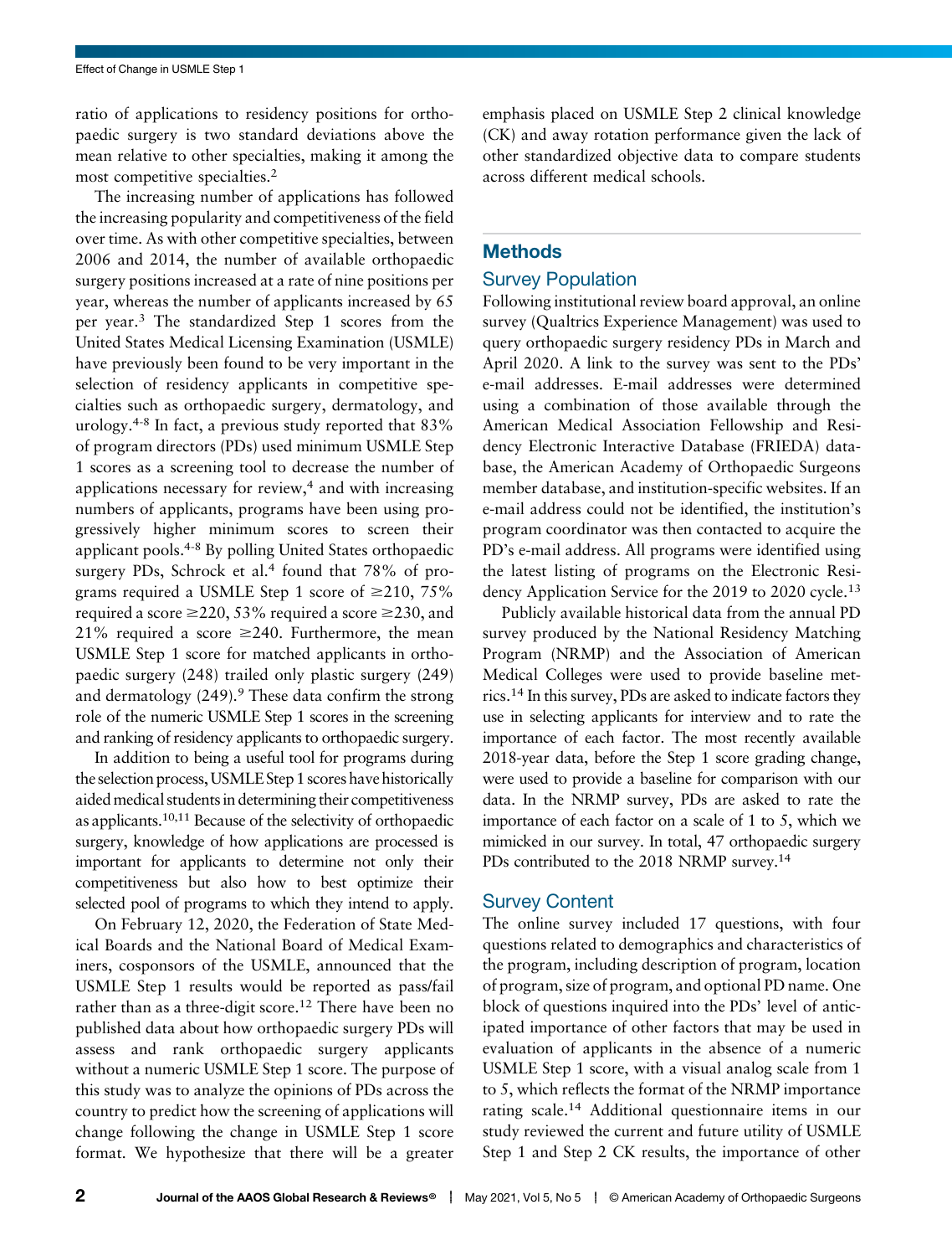ratio of applications to residency positions for orthopaedic surgery is two standard deviations above the mean relative to other specialties, making it among the most competitive specialties.[2]

The increasing number of applications has followed the increasing popularity and competitiveness of the field over time. As with other competitive specialties, between 2006 and 2014, the number of available orthopaedic surgery positions increased at a rate of nine positions per year, whereas the number of applicants increased by 65 per year.[3] The standardized Step 1 scores from the United States Medical Licensing Examination (USMLE) have previously been found to be very important in the selection of residency applicants in competitive specialties such as orthopaedic surgery, dermatology, and urology.[4-8] In fact, a previous study reported that 83% of program directors (PDs) used minimum USMLE Step 1 scores as a screening tool to decrease the number of applications necessary for review,[4] and with increasing numbers of applicants, programs have been using progressively higher minimum scores to screen their applicant pools.[4-8] By polling United States orthopaedic surgery PDs, Schrock et al.[4] found that 78% of programs required a USMLE Step 1 score of ≥210, 75% required a score ≥220, 53% required a score ≥230, and 21% required a score ≥240. Furthermore, the mean USMLE Step 1 score for matched applicants in orthopaedic surgery (248) trailed only plastic surgery (249) and dermatology (249).[9] These data confirm the strong role of the numeric USMLE Step 1 scores in the screening and ranking of residency applicants to orthopaedic surgery.

In addition to being a useful tool for programs during the selection process, USMLE Step 1 scores have historically aided medical students in determining their competitiveness as applicants.[10,11] Because of the selectivity of orthopaedic surgery, knowledge of how applications are processed is important for applicants to determine not only their competitiveness but also how to best optimize their selected pool of programs to which they intend to apply.

On February 12, 2020, the Federation of State Medical Boards and the National Board of Medical Examiners, cosponsors of the USMLE, announced that the USMLE Step 1 results would be reported as pass/fail rather than as a three-digit score.[12] There have been no published data about how orthopaedic surgery PDs will assess and rank orthopaedic surgery applicants without a numeric USMLE Step 1 score. The purpose of this study was to analyze the opinions of PDs across the country to predict how the screening of applications will change following the change in USMLE Step 1 score format. We hypothesize that there will be a greater emphasis placed on USMLE Step 2 clinical knowledge (CK) and away rotation performance given the lack of other standardized objective data to compare students across different medical schools.

## Methods

### Survey Population

Following institutional review board approval, an online survey (Qualtrics Experience Management) was used to query orthopaedic surgery residency PDs in March and April 2020. A link to the survey was sent to the PDs' e-mail addresses. E-mail addresses were determined using a combination of those available through the American Medical Association Fellowship and Residency Electronic Interactive Database (FRIEDA) database, the American Academy of Orthopaedic Surgeons member database, and institution-specific websites. If an e-mail address could not be identified, the institution's program coordinator was then contacted to acquire the PD's e-mail address. All programs were identified using the latest listing of programs on the Electronic Residency Application Service for the 2019 to 2020 cycle.[13]

Publicly available historical data from the annual PD survey produced by the National Residency Matching Program (NRMP) and the Association of American Medical Colleges were used to provide baseline metrics.[14] In this survey, PDs are asked to indicate factors they use in selecting applicants for interview and to rate the importance of each factor. The most recently available 2018-year data, before the Step 1 score grading change, were used to provide a baseline for comparison with our data. In the NRMP survey, PDs are asked to rate the importance of each factor on a scale of 1 to 5, which we mimicked in our survey. In total, 47 orthopaedic surgery PDs contributed to the 2018 NRMP survey.[14]

### Survey Content

The online survey included 17 questions, with four questions related to demographics and characteristics of the program, including description of program, location of program, size of program, and optional PD name. One block of questions inquired into the PDs' level of anticipated importance of other factors that may be used in evaluation of applicants in the absence of a numeric USMLE Step 1 score, with a visual analog scale from 1 to 5, which reflects the format of the NRMP importance rating scale.[14] Additional questionnaire items in our study reviewed the current and future utility of USMLE Step 1 and Step 2 CK results, the importance of other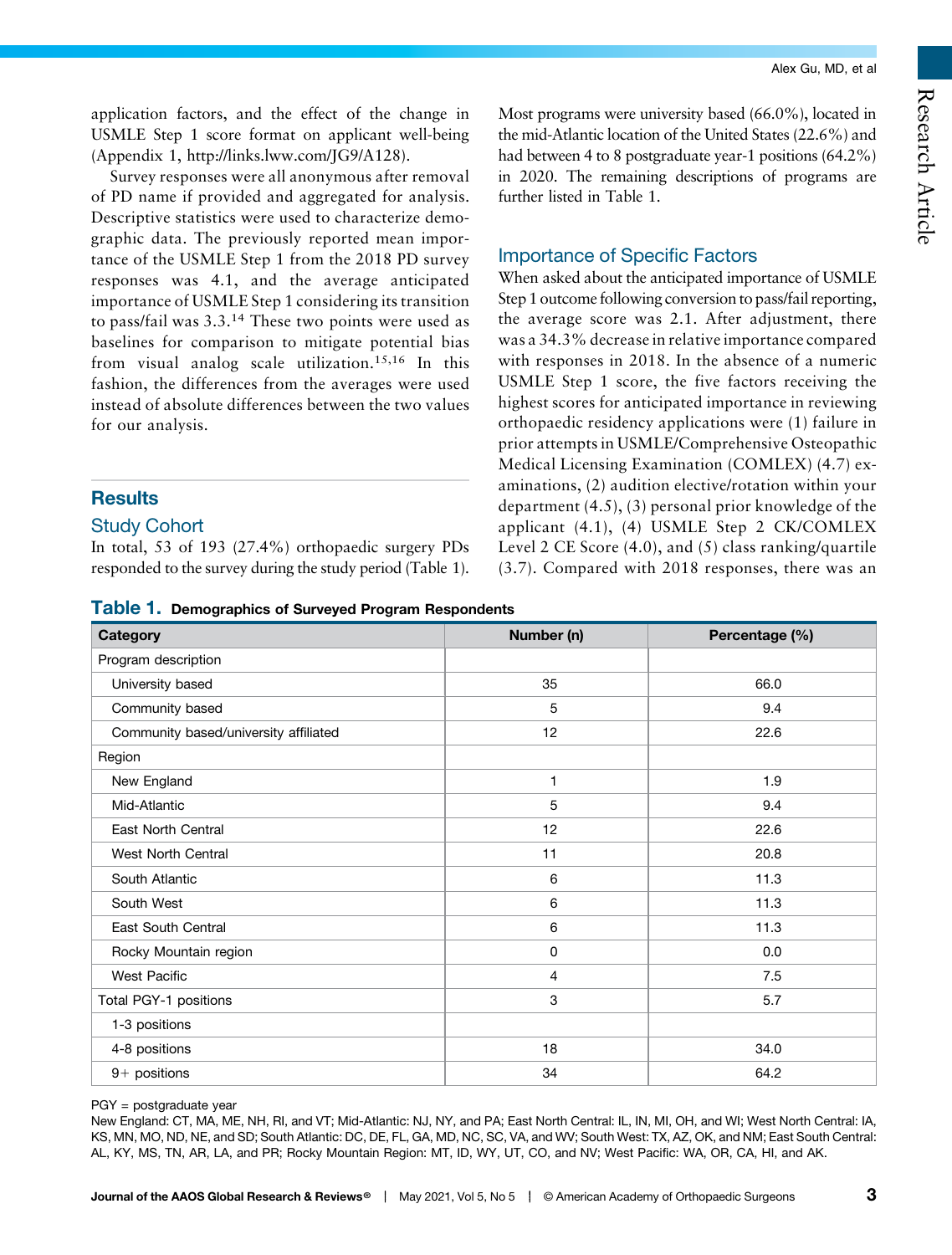application factors, and the effect of the change in USMLE Step 1 score format on applicant well-being (Appendix 1, http://links.lww.com/JG9/A128).

Survey responses were all anonymous after removal of PD name if provided and aggregated for analysis. Descriptive statistics were used to characterize demographic data. The previously reported mean importance of the USMLE Step 1 from the 2018 PD survey responses was 4.1, and the average anticipated importance of USMLE Step 1 considering its transition to pass/fail was 3.3.[14] These two points were used as baselines for comparison to mitigate potential bias from visual analog scale utilization.[15,16] In this fashion, the differences from the averages were used instead of absolute differences between the two values for our analysis.

## Results

### Study Cohort

In total, 53 of 193 (27.4%) orthopaedic surgery PDs responded to the survey during the study period (Table 1). Most programs were university based (66.0%), located in the mid-Atlantic location of the United States (22.6%) and had between 4 to 8 postgraduate year-1 positions (64.2%) in 2020. The remaining descriptions of programs are further listed in Table 1.

### Importance of Specific Factors

When asked about the anticipated importance of USMLE Step 1 outcome following conversion to pass/fail reporting, the average score was 2.1. After adjustment, there was a 34.3% decrease in relative importance compared with responses in 2018. In the absence of a numeric USMLE Step 1 score, the five factors receiving the highest scores for anticipated importance in reviewing orthopaedic residency applications were (1) failure in prior attempts in USMLE/Comprehensive Osteopathic Medical Licensing Examination (COMLEX) (4.7) examinations, (2) audition elective/rotation within your department (4.5), (3) personal prior knowledge of the applicant (4.1), (4) USMLE Step 2 CK/COMLEX Level 2 CE Score (4.0), and (5) class ranking/quartile (3.7). Compared with 2018 responses, there was an

**Table 1.** Demographics of Surveyed Program Respondents

| Category | Number (n) | Percentage (%) |
|---|---|---|
| Program description | | |
| University based | 35 | 66.0 |
| Community based | 5 | 9.4 |
| Community based/university affiliated | 12 | 22.6 |
| Region | | |
| New England | 1 | 1.9 |
| Mid-Atlantic | 5 | 9.4 |
| East North Central | 12 | 22.6 |
| West North Central | 11 | 20.8 |
| South Atlantic | 6 | 11.3 |
| South West | 6 | 11.3 |
| East South Central | 6 | 11.3 |
| Rocky Mountain region | 0 | 0.0 |
| West Pacific | 4 | 7.5 |
| Total PGY-1 positions | 3 | 5.7 |
| 1-3 positions | | |
| 4-8 positions | 18 | 34.0 |
| 9+ positions | 34 | 64.2 |

PGY = postgraduate year

New England: CT, MA, ME, NH, RI, and VT; Mid-Atlantic: NJ, NY, and PA; East North Central: IL, IN, MI, OH, and WI; West North Central: IA, KS, MN, MO, ND, NE, and SD; South Atlantic: DC, DE, FL, GA, MD, NC, SC, VA, and WV; South West: TX, AZ, OK, and NM; East South Central: AL, KY, MS, TN, AR, LA, and PR; Rocky Mountain Region: MT, ID, WY, UT, CO, and NV; West Pacific: WA, OR, CA, HI, and AK.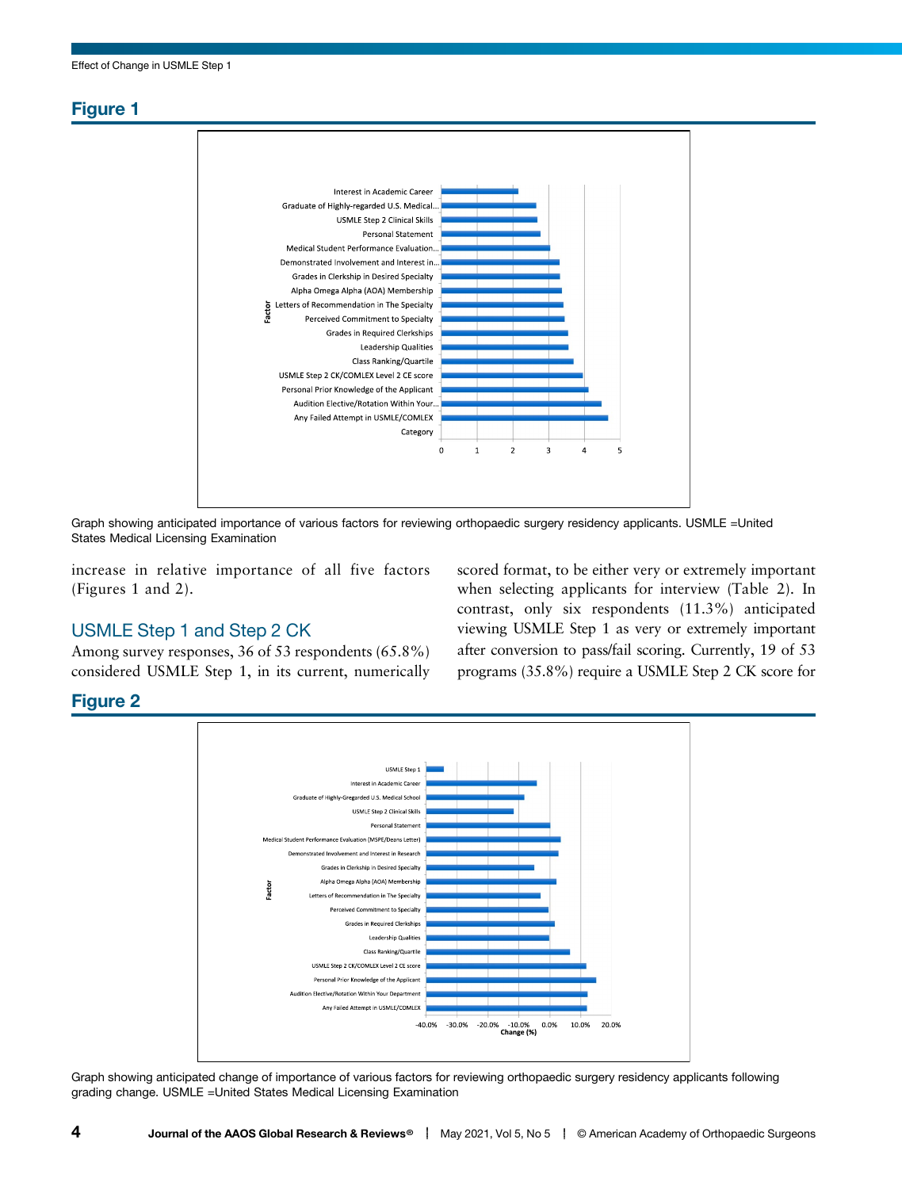## Figure 1

Graph showing anticipated importance of various factors for reviewing orthopaedic surgery residency applicants. USMLE =United States Medical Licensing Examination

increase in relative importance of all five factors (Figures 1 and 2).

### USMLE Step 1 and Step 2 CK

Among survey responses, 36 of 53 respondents (65.8%) considered USMLE Step 1, in its current, numerically scored format, to be either very or extremely important when selecting applicants for interview (Table 2). In contrast, only six respondents (11.3%) anticipated viewing USMLE Step 1 as very or extremely important after conversion to pass/fail scoring. Currently, 19 of 53 programs (35.8%) require a USMLE Step 2 CK score for

## Figure 2

Graph showing anticipated change of importance of various factors for reviewing orthopaedic surgery residency applicants following grading change. USMLE =United States Medical Licensing Examination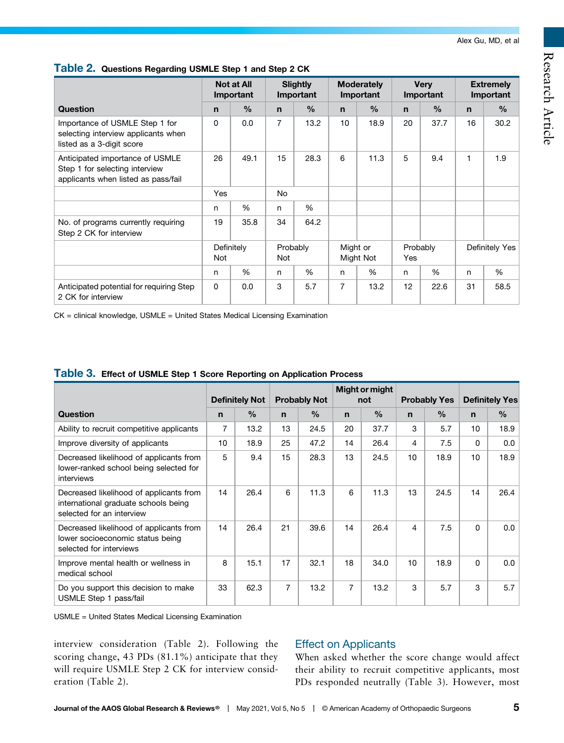**Table 2.** Questions Regarding USMLE Step 1 and Step 2 CK

| Question | Not at All Important | | Slightly Important | | Moderately Important | | Very Important | | Extremely Important | |
|---|---|---|---|---|---|---|---|---|---|---|
| | n | % | n | % | n | % | n | % | n | % |
| Importance of USMLE Step 1 for selecting interview applicants when listed as a 3-digit score | 0 | 0.0 | 7 | 13.2 | 10 | 18.9 | 20 | 37.7 | 16 | 30.2 |
| Anticipated importance of USMLE Step 1 for selecting interview applicants when listed as pass/fail | 26 | 49.1 | 15 | 28.3 | 6 | 11.3 | 5 | 9.4 | 1 | 1.9 |
| | Yes | | No | | | | | | | |
| | n | % | n | % | | | | | | |
| No. of programs currently requiring Step 2 CK for interview | 19 | 35.8 | 34 | 64.2 | | | | | | |
| | Definitely Not | | Probably Not | | Might or Might Not | | Probably Yes | | Definitely Yes | |
| | n | % | n | % | n | % | n | % | n | % |
| Anticipated potential for requiring Step 2 CK for interview | 0 | 0.0 | 3 | 5.7 | 7 | 13.2 | 12 | 22.6 | 31 | 58.5 |

CK = clinical knowledge, USMLE = United States Medical Licensing Examination

**Table 3.** Effect of USMLE Step 1 Score Reporting on Application Process

| Question | Definitely Not | | Probably Not | | Might or might not | | Probably Yes | | Definitely Yes | |
|---|---|---|---|---|---|---|---|---|---|---|
| | n | % | n | % | n | % | n | % | n | % |
| Ability to recruit competitive applicants | 7 | 13.2 | 13 | 24.5 | 20 | 37.7 | 3 | 5.7 | 10 | 18.9 |
| Improve diversity of applicants | 10 | 18.9 | 25 | 47.2 | 14 | 26.4 | 4 | 7.5 | 0 | 0.0 |
| Decreased likelihood of applicants from lower-ranked school being selected for interviews | 5 | 9.4 | 15 | 28.3 | 13 | 24.5 | 10 | 18.9 | 10 | 18.9 |
| Decreased likelihood of applicants from international graduate schools being selected for an interview | 14 | 26.4 | 6 | 11.3 | 6 | 11.3 | 13 | 24.5 | 14 | 26.4 |
| Decreased likelihood of applicants from lower socioeconomic status being selected for interviews | 14 | 26.4 | 21 | 39.6 | 14 | 26.4 | 4 | 7.5 | 0 | 0.0 |
| Improve mental health or wellness in medical school | 8 | 15.1 | 17 | 32.1 | 18 | 34.0 | 10 | 18.9 | 0 | 0.0 |
| Do you support this decision to make USMLE Step 1 pass/fail | 33 | 62.3 | 7 | 13.2 | 7 | 13.2 | 3 | 5.7 | 3 | 5.7 |

USMLE = United States Medical Licensing Examination

interview consideration (Table 2). Following the scoring change, 43 PDs (81.1%) anticipate that they will require USMLE Step 2 CK for interview consideration (Table 2).

## Effect on Applicants

When asked whether the score change would affect their ability to recruit competitive applicants, most PDs responded neutrally (Table 3). However, most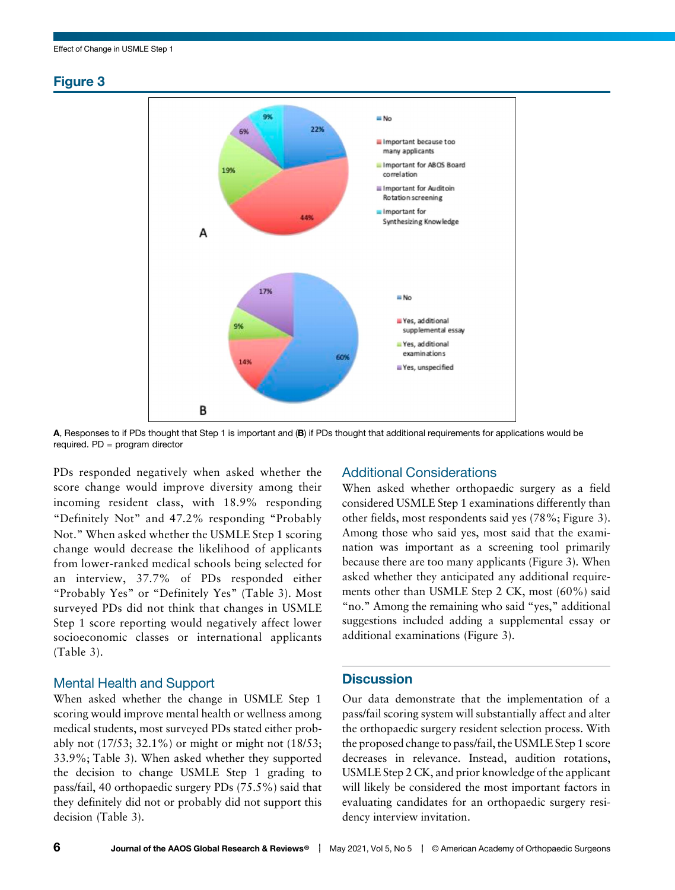## Figure 3

A, Responses to if PDs thought that Step 1 is important and (B) if PDs thought that additional requirements for applications would be required. PD = program director

PDs responded negatively when asked whether the score change would improve diversity among their incoming resident class, with 18.9% responding "Definitely Not" and 47.2% responding "Probably Not." When asked whether the USMLE Step 1 scoring change would decrease the likelihood of applicants from lower-ranked medical schools being selected for an interview, 37.7% of PDs responded either "Probably Yes" or "Definitely Yes" (Table 3). Most surveyed PDs did not think that changes in USMLE Step 1 score reporting would negatively affect lower socioeconomic classes or international applicants (Table 3).

### Mental Health and Support

When asked whether the change in USMLE Step 1 scoring would improve mental health or wellness among medical students, most surveyed PDs stated either probably not (17/53; 32.1%) or might or might not (18/53; 33.9%; Table 3). When asked whether they supported the decision to change USMLE Step 1 grading to pass/fail, 40 orthopaedic surgery PDs (75.5%) said that they definitely did not or probably did not support this decision (Table 3).

### Additional Considerations

When asked whether orthopaedic surgery as a field considered USMLE Step 1 examinations differently than other fields, most respondents said yes (78%; Figure 3). Among those who said yes, most said that the examination was important as a screening tool primarily because there are too many applicants (Figure 3). When asked whether they anticipated any additional requirements other than USMLE Step 2 CK, most (60%) said "no." Among the remaining who said "yes," additional suggestions included adding a supplemental essay or additional examinations (Figure 3).

## Discussion

Our data demonstrate that the implementation of a pass/fail scoring system will substantially affect and alter the orthopaedic surgery resident selection process. With the proposed change to pass/fail, the USMLE Step 1 score decreases in relevance. Instead, audition rotations, USMLE Step 2 CK, and prior knowledge of the applicant will likely be considered the most important factors in evaluating candidates for an orthopaedic surgery residency interview invitation.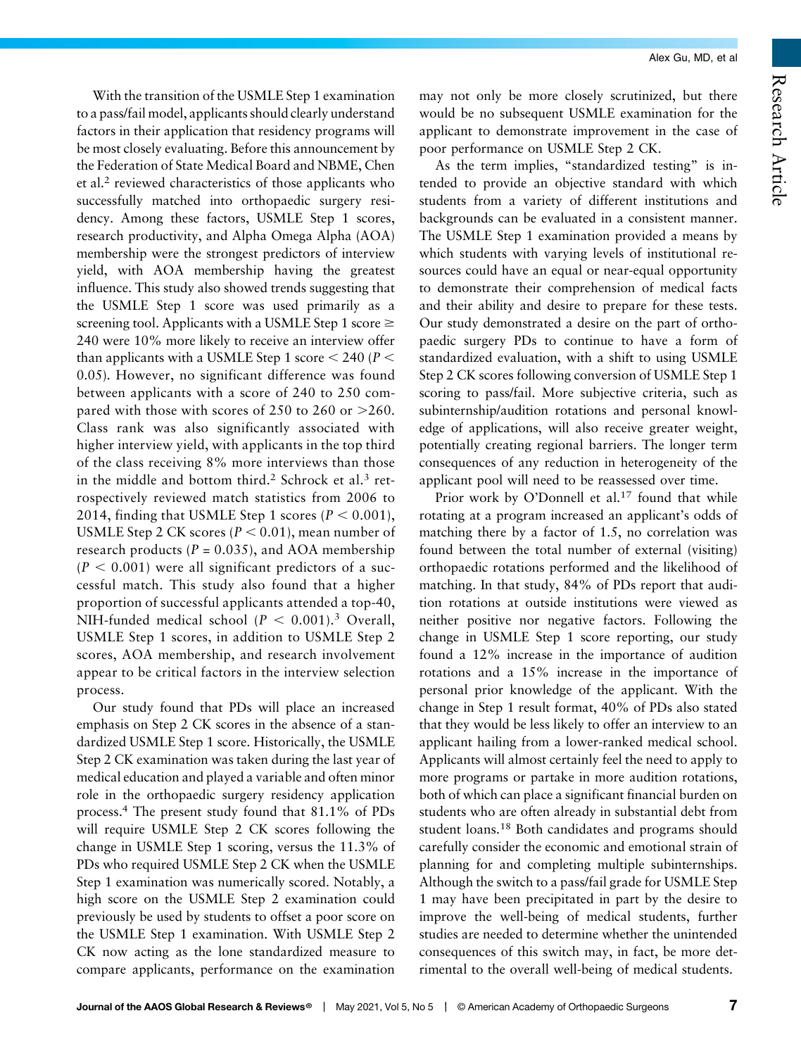With the transition of the USMLE Step 1 examination to a pass/fail model, applicants should clearly understand factors in their application that residency programs will be most closely evaluating. Before this announcement by the Federation of State Medical Board and NBME, Chen et al.[2] reviewed characteristics of those applicants who successfully matched into orthopaedic surgery residency. Among these factors, USMLE Step 1 scores, research productivity, and Alpha Omega Alpha (AOA) membership were the strongest predictors of interview yield, with AOA membership having the greatest influence. This study also showed trends suggesting that the USMLE Step 1 score was used primarily as a screening tool. Applicants with a USMLE Step 1 score ≥ 240 were 10% more likely to receive an interview offer than applicants with a USMLE Step 1 score < 240 ($P < 0.05$). However, no significant difference was found between applicants with a score of 240 to 250 compared with those with scores of 250 to 260 or >260. Class rank was also significantly associated with higher interview yield, with applicants in the top third of the class receiving 8% more interviews than those in the middle and bottom third.[2] Schrock et al.[3] retrospectively reviewed match statistics from 2006 to 2014, finding that USMLE Step 1 scores ($P < 0.001$), USMLE Step 2 CK scores ($P < 0.01$), mean number of research products ($P = 0.035$), and AOA membership ($P < 0.001$) were all significant predictors of a successful match. This study also found that a higher proportion of successful applicants attended a top-40, NIH-funded medical school ($P < 0.001$).[3] Overall, USMLE Step 1 scores, in addition to USMLE Step 2 scores, AOA membership, and research involvement appear to be critical factors in the interview selection process.

Our study found that PDs will place an increased emphasis on Step 2 CK scores in the absence of a standardized USMLE Step 1 score. Historically, the USMLE Step 2 CK examination was taken during the last year of medical education and played a variable and often minor role in the orthopaedic surgery residency application process.[4] The present study found that 81.1% of PDs will require USMLE Step 2 CK scores following the change in USMLE Step 1 scoring, versus the 11.3% of PDs who required USMLE Step 2 CK when the USMLE Step 1 examination was numerically scored. Notably, a high score on the USMLE Step 2 examination could previously be used by students to offset a poor score on the USMLE Step 1 examination. With USMLE Step 2 CK now acting as the lone standardized measure to compare applicants, performance on the examination may not only be more closely scrutinized, but there would be no subsequent USMLE examination for the applicant to demonstrate improvement in the case of poor performance on USMLE Step 2 CK.

As the term implies, "standardized testing" is intended to provide an objective standard with which students from a variety of different institutions and backgrounds can be evaluated in a consistent manner. The USMLE Step 1 examination provided a means by which students with varying levels of institutional resources could have an equal or near-equal opportunity to demonstrate their comprehension of medical facts and their ability and desire to prepare for these tests. Our study demonstrated a desire on the part of orthopaedic surgery PDs to continue to have a form of standardized evaluation, with a shift to using USMLE Step 2 CK scores following conversion of USMLE Step 1 scoring to pass/fail. More subjective criteria, such as subinternship/audition rotations and personal knowledge of applications, will also receive greater weight, potentially creating regional barriers. The longer term consequences of any reduction in heterogeneity of the applicant pool will need to be reassessed over time.

Prior work by O'Donnell et al.[17] found that while rotating at a program increased an applicant's odds of matching there by a factor of 1.5, no correlation was found between the total number of external (visiting) orthopaedic rotations performed and the likelihood of matching. In that study, 84% of PDs report that audition rotations at outside institutions were viewed as neither positive nor negative factors. Following the change in USMLE Step 1 score reporting, our study found a 12% increase in the importance of audition rotations and a 15% increase in the importance of personal prior knowledge of the applicant. With the change in Step 1 result format, 40% of PDs also stated that they would be less likely to offer an interview to an applicant hailing from a lower-ranked medical school. Applicants will almost certainly feel the need to apply to more programs or partake in more audition rotations, both of which can place a significant financial burden on students who are often already in substantial debt from student loans.[18] Both candidates and programs should carefully consider the economic and emotional strain of planning for and completing multiple subinternships. Although the switch to a pass/fail grade for USMLE Step 1 may have been precipitated in part by the desire to improve the well-being of medical students, further studies are needed to determine whether the unintended consequences of this switch may, in fact, be more detrimental to the overall well-being of medical students.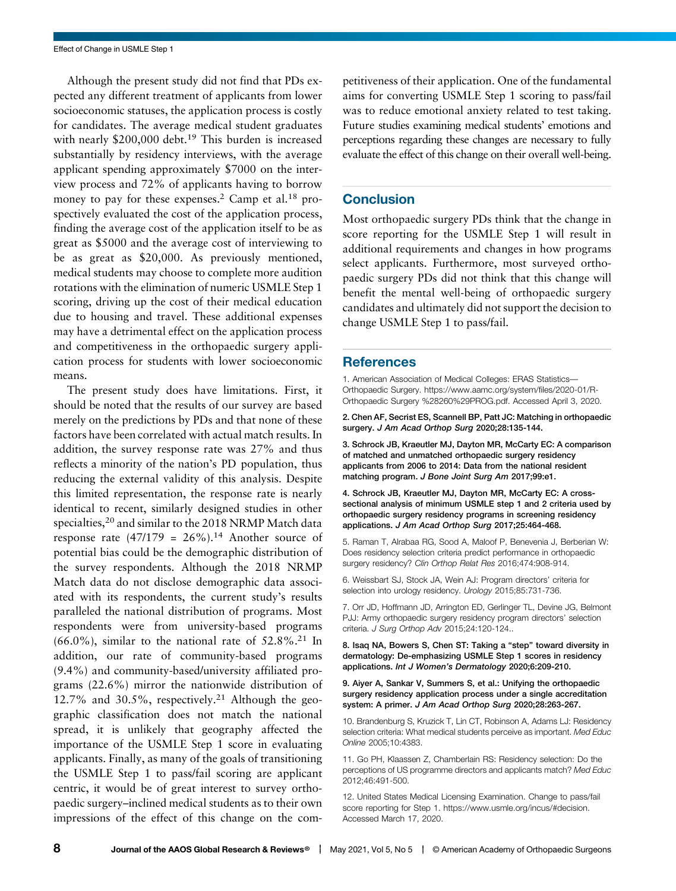Although the present study did not find that PDs expected any different treatment of applicants from lower socioeconomic statuses, the application process is costly for candidates. The average medical student graduates with nearly \$200,000 debt.[19] This burden is increased substantially by residency interviews, with the average applicant spending approximately \$7000 on the interview process and 72% of applicants having to borrow money to pay for these expenses.[2] Camp et al.[18] prospectively evaluated the cost of the application process, finding the average cost of the application itself to be as great as \$5000 and the average cost of interviewing to be as great as \$20,000. As previously mentioned, medical students may choose to complete more audition rotations with the elimination of numeric USMLE Step 1 scoring, driving up the cost of their medical education due to housing and travel. These additional expenses may have a detrimental effect on the application process and competitiveness in the orthopaedic surgery application process for students with lower socioeconomic means.

The present study does have limitations. First, it should be noted that the results of our survey are based merely on the predictions by PDs and that none of these factors have been correlated with actual match results. In addition, the survey response rate was 27% and thus reflects a minority of the nation's PD population, thus reducing the external validity of this analysis. Despite this limited representation, the response rate is nearly identical to recent, similarly designed studies in other specialties,[20] and similar to the 2018 NRMP Match data response rate (47/179 = 26%).[14] Another source of potential bias could be the demographic distribution of the survey respondents. Although the 2018 NRMP Match data do not disclose demographic data associated with its respondents, the current study's results paralleled the national distribution of programs. Most respondents were from university-based programs (66.0%), similar to the national rate of 52.8%.[21] In addition, our rate of community-based programs (9.4%) and community-based/university affiliated programs (22.6%) mirror the nationwide distribution of 12.7% and 30.5%, respectively.[21] Although the geographic classification does not match the national spread, it is unlikely that geography affected the importance of the USMLE Step 1 score in evaluating applicants. Finally, as many of the goals of transitioning the USMLE Step 1 to pass/fail scoring are applicant centric, it would be of great interest to survey orthopaedic surgery–inclined medical students as to their own impressions of the effect of this change on the competitiveness of their application. One of the fundamental aims for converting USMLE Step 1 scoring to pass/fail was to reduce emotional anxiety related to test taking. Future studies examining medical students' emotions and perceptions regarding these changes are necessary to fully evaluate the effect of this change on their overall well-being.

## Conclusion

Most orthopaedic surgery PDs think that the change in score reporting for the USMLE Step 1 will result in additional requirements and changes in how programs select applicants. Furthermore, most surveyed orthopaedic surgery PDs did not think that this change will benefit the mental well-being of orthopaedic surgery candidates and ultimately did not support the decision to change USMLE Step 1 to pass/fail.

## References

1. American Association of Medical Colleges: ERAS Statistics—Orthopaedic Surgery. https://www.aamc.org/system/files/2020-01/R-Orthopaedic Surgery %28260%29PROG.pdf. Accessed April 3, 2020.

2. **Chen AF, Secrist ES, Scannell BP, Patt JC: Matching in orthopaedic surgery. *J Am Acad Orthop Surg* 2020;28:135-144.**

3. **Schrock JB, Kraeutler MJ, Dayton MR, McCarty EC: A comparison of matched and unmatched orthopaedic surgery residency applicants from 2006 to 2014: Data from the national resident matching program. *J Bone Joint Surg Am* 2017;99:e1.**

4. **Schrock JB, Kraeutler MJ, Dayton MR, McCarty EC: A cross-sectional analysis of minimum USMLE step 1 and 2 criteria used by orthopaedic surgery residency programs in screening residency applications. *J Am Acad Orthop Surg* 2017;25:464-468.**

5. Raman T, Alrabaa RG, Sood A, Maloof P, Benevenia J, Berberian W: Does residency selection criteria predict performance in orthopaedic surgery residency? *Clin Orthop Relat Res* 2016;474:908-914.

6. Weissbart SJ, Stock JA, Wein AJ: Program directors' criteria for selection into urology residency. *Urology* 2015;85:731-736.

7. Orr JD, Hoffmann JD, Arrington ED, Gerlinger TL, Devine JG, Belmont PJJ: Army orthopaedic surgery residency program directors' selection criteria. *J Surg Orthop Adv* 2015;24:120-124..

8. **Isaq NA, Bowers S, Chen ST: Taking a "step" toward diversity in dermatology: De-emphasizing USMLE Step 1 scores in residency applications. *Int J Women's Dermatology* 2020;6:209-210.**

9. **Aiyer A, Sankar V, Summers S, et al.: Unifying the orthopaedic surgery residency application process under a single accreditation system: A primer. *J Am Acad Orthop Surg* 2020;28:263-267.**

10. Brandenburg S, Kruzick T, Lin CT, Robinson A, Adams LJ: Residency selection criteria: What medical students perceive as important. *Med Educ Online* 2005;10:4383.

11. Go PH, Klaassen Z, Chamberlain RS: Residency selection: Do the perceptions of US programme directors and applicants match? *Med Educ* 2012;46:491-500.

12. United States Medical Licensing Examination. Change to pass/fail score reporting for Step 1. https://www.usmle.org/incus/#decision. Accessed March 17, 2020.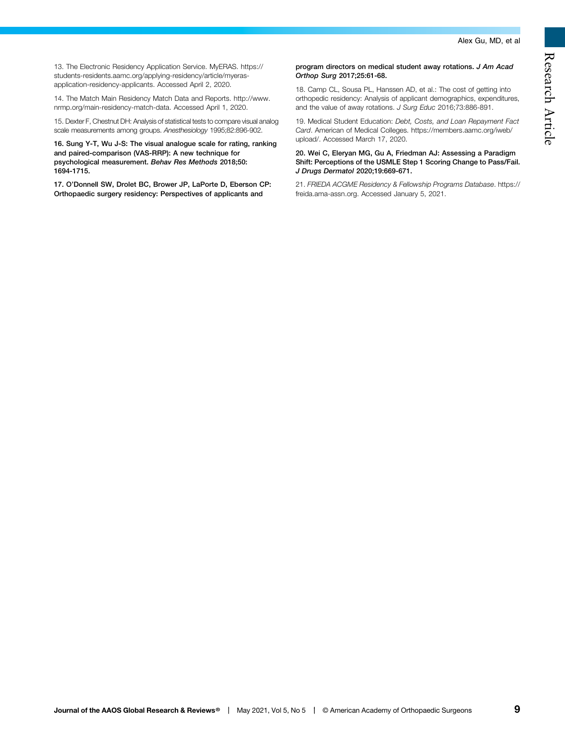13. The Electronic Residency Application Service. MyERAS. https://students-residents.aamc.org/applying-residency/article/myeras-application-residency-applicants. Accessed April 2, 2020.

14. The Match Main Residency Match Data and Reports. http://www.nrmp.org/main-residency-match-data. Accessed April 1, 2020.

15. Dexter F, Chestnut DH: Analysis of statistical tests to compare visual analog scale measurements among groups. *Anesthesiology* 1995;82:896-902.

**16. Sung Y-T, Wu J-S: The visual analogue scale for rating, ranking and paired-comparison (VAS-RRP): A new technique for psychological measurement. *Behav Res Methods* 2018;50: 1694-1715.**

**17. O'Donnell SW, Drolet BC, Brower JP, LaPorte D, Eberson CP: Orthopaedic surgery residency: Perspectives of applicants and program directors on medical student away rotations. *J Am Acad Orthop Surg* 2017;25:61-68.**

18. Camp CL, Sousa PL, Hanssen AD, et al.: The cost of getting into orthopedic residency: Analysis of applicant demographics, expenditures, and the value of away rotations. *J Surg Educ* 2016;73:886-891.

19. Medical Student Education: *Debt, Costs, and Loan Repayment Fact Card*. American of Medical Colleges. https://members.aamc.org/iweb/upload/. Accessed March 17, 2020.

**20. Wei C, Eleryan MG, Gu A, Friedman AJ: Assessing a Paradigm Shift: Perceptions of the USMLE Step 1 Scoring Change to Pass/Fail. *J Drugs Dermatol* 2020;19:669-671.**

21. *FRIEDA ACGME Residency & Fellowship Programs Database*. https://freida.ama-assn.org. Accessed January 5, 2021.